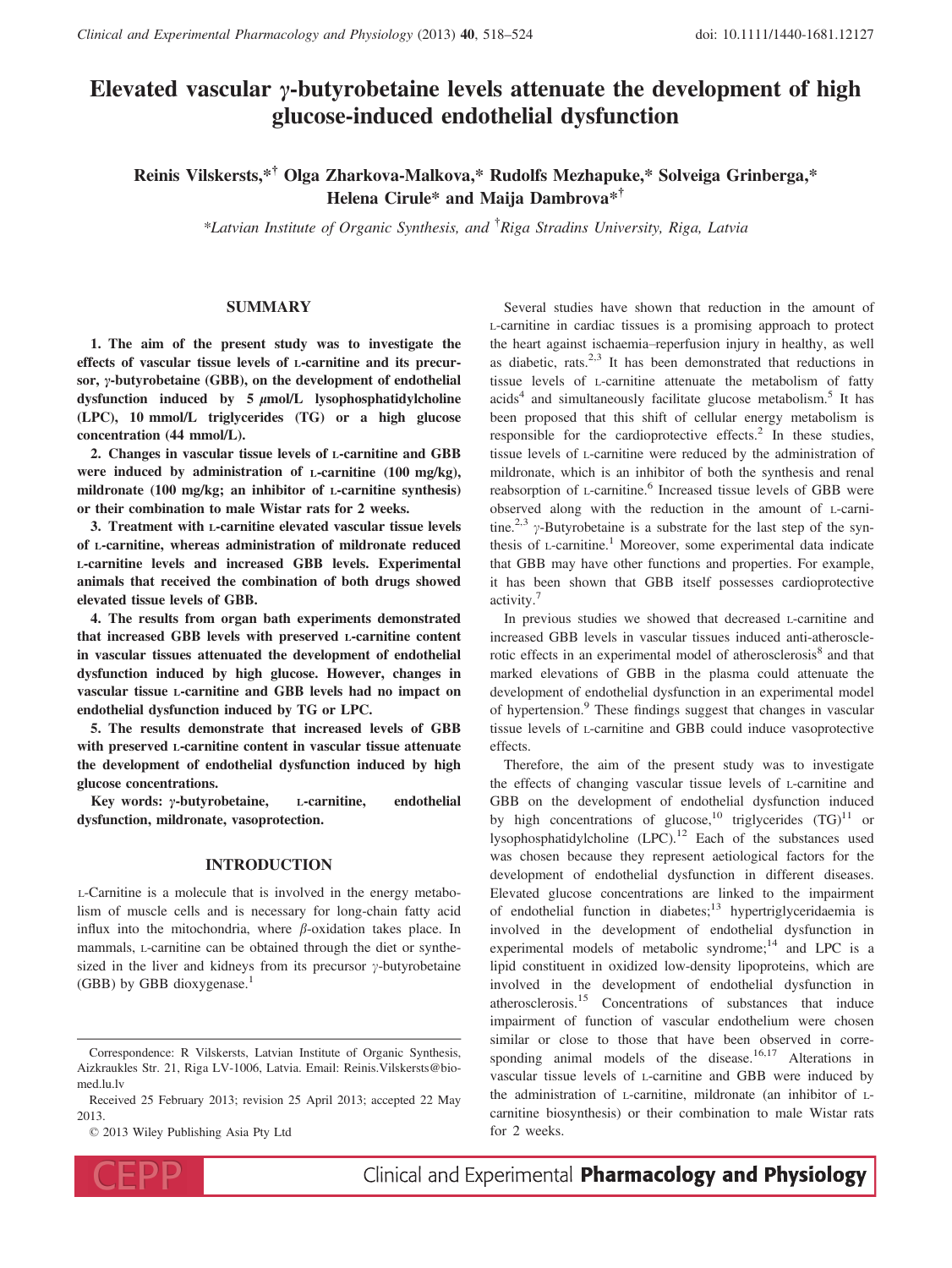# Elevated vascular γ-butyrobetaine levels attenuate the development of high glucose-induced endothelial dysfunction

**Reinis Vilskersts,*† Olga Zharkova-Malkova,* Rudolfs Mezhapuke,* Solveiga Grinberga,* Helena Cirule* and Maija Dambrova*†**

*Latvian Institute of Organic Synthesis, and †Riga Stradins University, Riga, Latvia

## SUMMARY

**1. The aim of the present study was to investigate the effects of vascular tissue levels of L-carnitine and its precursor, γ-butyrobetaine (GBB), on the development of endothelial dysfunction induced by 5 μmol/L lysophosphatidylcholine (LPC), 10 mmol/L triglycerides (TG) or a high glucose concentration (44 mmol/L).**

**2. Changes in vascular tissue levels of L-carnitine and GBB were induced by administration of L-carnitine (100 mg/kg), mildronate (100 mg/kg; an inhibitor of L-carnitine synthesis) or their combination to male Wistar rats for 2 weeks.**

**3. Treatment with L-carnitine elevated vascular tissue levels of L-carnitine, whereas administration of mildronate reduced L-carnitine levels and increased GBB levels. Experimental animals that received the combination of both drugs showed elevated tissue levels of GBB.**

**4. The results from organ bath experiments demonstrated that increased GBB levels with preserved L-carnitine content in vascular tissues attenuated the development of endothelial dysfunction induced by high glucose. However, changes in vascular tissue L-carnitine and GBB levels had no impact on endothelial dysfunction induced by TG or LPC.**

**5. The results demonstrate that increased levels of GBB with preserved L-carnitine content in vascular tissue attenuate the development of endothelial dysfunction induced by high glucose concentrations.**

**Key words: γ-butyrobetaine, L-carnitine, endothelial dysfunction, mildronate, vasoprotection.**

## INTRODUCTION

L-Carnitine is a molecule that is involved in the energy metabolism of muscle cells and is necessary for long-chain fatty acid influx into the mitochondria, where β-oxidation takes place. In mammals, L-carnitine can be obtained through the diet or synthesized in the liver and kidneys from its precursor γ-butyrobetaine (GBB) by GBB dioxygenase.[1]

Several studies have shown that reduction in the amount of L-carnitine in cardiac tissues is a promising approach to protect the heart against ischaemia–reperfusion injury in healthy, as well as diabetic, rats.[2,3] It has been demonstrated that reductions in tissue levels of L-carnitine attenuate the metabolism of fatty acids[4] and simultaneously facilitate glucose metabolism.[5] It has been proposed that this shift of cellular energy metabolism is responsible for the cardioprotective effects.[2] In these studies, tissue levels of L-carnitine were reduced by the administration of mildronate, which is an inhibitor of both the synthesis and renal reabsorption of L-carnitine.[6] Increased tissue levels of GBB were observed along with the reduction in the amount of L-carnitine.[2,3] γ-Butyrobetaine is a substrate for the last step of the synthesis of L-carnitine.[1] Moreover, some experimental data indicate that GBB may have other functions and properties. For example, it has been shown that GBB itself possesses cardioprotective activity.[7]

In previous studies we showed that decreased L-carnitine and increased GBB levels in vascular tissues induced anti-atherosclerotic effects in an experimental model of atherosclerosis[8] and that marked elevations of GBB in the plasma could attenuate the development of endothelial dysfunction in an experimental model of hypertension.[9] These findings suggest that changes in vascular tissue levels of L-carnitine and GBB could induce vasoprotective effects.

Therefore, the aim of the present study was to investigate the effects of changing vascular tissue levels of L-carnitine and GBB on the development of endothelial dysfunction induced by high concentrations of glucose,[10] triglycerides (TG)[11] or lysophosphatidylcholine (LPC).[12] Each of the substances used was chosen because they represent aetiological factors for the development of endothelial dysfunction in different diseases. Elevated glucose concentrations are linked to the impairment of endothelial function in diabetes;[13] hypertriglyceridaemia is involved in the development of endothelial dysfunction in experimental models of metabolic syndrome;[14] and LPC is a lipid constituent in oxidized low-density lipoproteins, which are involved in the development of endothelial dysfunction in atherosclerosis.[15] Concentrations of substances that induce impairment of function of vascular endothelium were chosen similar or close to those that have been observed in corresponding animal models of the disease.[16,17] Alterations in vascular tissue levels of L-carnitine and GBB were induced by the administration of L-carnitine, mildronate (an inhibitor of L-carnitine biosynthesis) or their combination to male Wistar rats for 2 weeks.

Correspondence: R Vilskersts, Latvian Institute of Organic Synthesis, Aizkraukles Str. 21, Riga LV-1006, Latvia. Email: Reinis.Vilskersts@biomed.lu.lv

Received 25 February 2013; revision 25 April 2013; accepted 22 May 2013.

© 2013 Wiley Publishing Asia Pty Ltd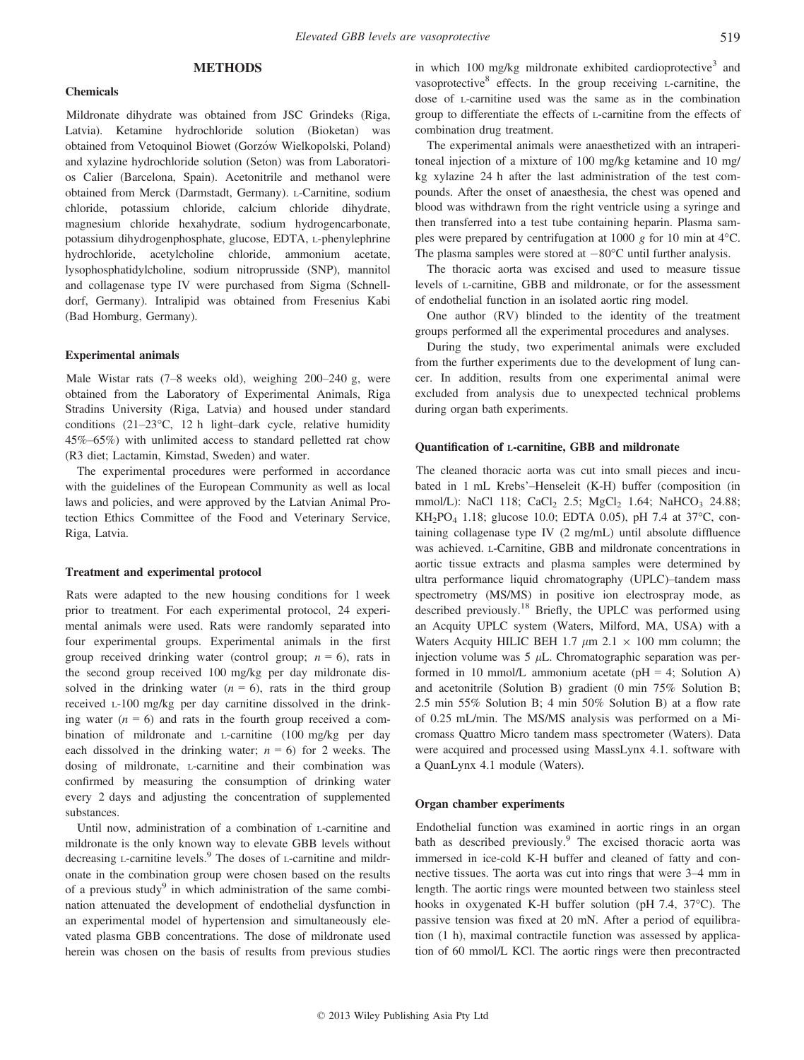## METHODS

### Chemicals

Mildronate dihydrate was obtained from JSC Grindeks (Riga, Latvia). Ketamine hydrochloride solution (Bioketan) was obtained from Vetoquinol Biowet (Gorzów Wielkopolski, Poland) and xylazine hydrochloride solution (Seton) was from Laboratorios Calier (Barcelona, Spain). Acetonitrile and methanol were obtained from Merck (Darmstadt, Germany). L-Carnitine, sodium chloride, potassium chloride, calcium chloride dihydrate, magnesium chloride hexahydrate, sodium hydrogencarbonate, potassium dihydrogenphosphate, glucose, EDTA, L-phenylephrine hydrochloride, acetylcholine chloride, ammonium acetate, lysophosphatidylcholine, sodium nitroprusside (SNP), mannitol and collagenase type IV were purchased from Sigma (Schnelldorf, Germany). Intralipid was obtained from Fresenius Kabi (Bad Homburg, Germany).

### Experimental animals

Male Wistar rats (7–8 weeks old), weighing 200–240 g, were obtained from the Laboratory of Experimental Animals, Riga Stradins University (Riga, Latvia) and housed under standard conditions (21–23°C, 12 h light–dark cycle, relative humidity 45%–65%) with unlimited access to standard pelletted rat chow (R3 diet; Lactamin, Kimstad, Sweden) and water.

The experimental procedures were performed in accordance with the guidelines of the European Community as well as local laws and policies, and were approved by the Latvian Animal Protection Ethics Committee of the Food and Veterinary Service, Riga, Latvia.

### Treatment and experimental protocol

Rats were adapted to the new housing conditions for 1 week prior to treatment. For each experimental protocol, 24 experimental animals were used. Rats were randomly separated into four experimental groups. Experimental animals in the first group received drinking water (control group; $n = 6$), rats in the second group received 100 mg/kg per day mildronate dissolved in the drinking water ($n = 6$), rats in the third group received L-100 mg/kg per day carnitine dissolved in the drinking water ($n = 6$) and rats in the fourth group received a combination of mildronate and L-carnitine (100 mg/kg per day each dissolved in the drinking water; $n = 6$) for 2 weeks. The dosing of mildronate, L-carnitine and their combination was confirmed by measuring the consumption of drinking water every 2 days and adjusting the concentration of supplemented substances.

Until now, administration of a combination of L-carnitine and mildronate is the only known way to elevate GBB levels without decreasing L-carnitine levels.[9] The doses of L-carnitine and mildronate in the combination group were chosen based on the results of a previous study[9] in which administration of the same combination attenuated the development of endothelial dysfunction in an experimental model of hypertension and simultaneously elevated plasma GBB concentrations. The dose of mildronate used herein was chosen on the basis of results from previous studies in which 100 mg/kg mildronate exhibited cardioprotective[3] and vasoprotective[8] effects. In the group receiving L-carnitine, the dose of L-carnitine used was the same as in the combination group to differentiate the effects of L-carnitine from the effects of combination drug treatment.

The experimental animals were anaesthetized with an intraperitoneal injection of a mixture of 100 mg/kg ketamine and 10 mg/kg xylazine 24 h after the last administration of the test compounds. After the onset of anaesthesia, the chest was opened and blood was withdrawn from the right ventricle using a syringe and then transferred into a test tube containing heparin. Plasma samples were prepared by centrifugation at 1000 *g* for 10 min at 4°C. The plasma samples were stored at −80°C until further analysis.

The thoracic aorta was excised and used to measure tissue levels of L-carnitine, GBB and mildronate, or for the assessment of endothelial function in an isolated aortic ring model.

One author (RV) blinded to the identity of the treatment groups performed all the experimental procedures and analyses.

During the study, two experimental animals were excluded from the further experiments due to the development of lung cancer. In addition, results from one experimental animal were excluded from analysis due to unexpected technical problems during organ bath experiments.

### Quantification of L-carnitine, GBB and mildronate

The cleaned thoracic aorta was cut into small pieces and incubated in 1 mL Krebs'–Henseleit (K-H) buffer (composition (in mmol/L): NaCl 118; $CaCl_2$ 2.5; $MgCl_2$ 1.64; $NaHCO_3$ 24.88; $KH_2PO_4$ 1.18; glucose 10.0; EDTA 0.05), pH 7.4 at 37°C, containing collagenase type IV (2 mg/mL) until absolute diffluence was achieved. L-Carnitine, GBB and mildronate concentrations in aortic tissue extracts and plasma samples were determined by ultra performance liquid chromatography (UPLC)–tandem mass spectrometry (MS/MS) in positive ion electrospray mode, as described previously.[18] Briefly, the UPLC was performed using an Acquity UPLC system (Waters, Milford, MA, USA) with a Waters Acquity HILIC BEH 1.7 $\mu$m 2.1 × 100 mm column; the injection volume was 5 $\mu$L. Chromatographic separation was performed in 10 mmol/L ammonium acetate (pH = 4; Solution A) and acetonitrile (Solution B) gradient (0 min 75% Solution B; 2.5 min 55% Solution B; 4 min 50% Solution B) at a flow rate of 0.25 mL/min. The MS/MS analysis was performed on a Micromass Quattro Micro tandem mass spectrometer (Waters). Data were acquired and processed using MassLynx 4.1. software with a QuanLynx 4.1 module (Waters).

### Organ chamber experiments

Endothelial function was examined in aortic rings in an organ bath as described previously.[9] The excised thoracic aorta was immersed in ice-colded K-H buffer and cleaned of fatty and connective tissues. The aorta was cut into rings that were 3–4 mm in length. The aortic rings were mounted between two stainless steel hooks in oxygenated K-H buffer solution (pH 7.4, 37°C). The passive tension was fixed at 20 mN. After a period of equilibration (1 h), maximal contractile function was assessed by application of 60 mmol/L KCl. The aortic rings were then precontracted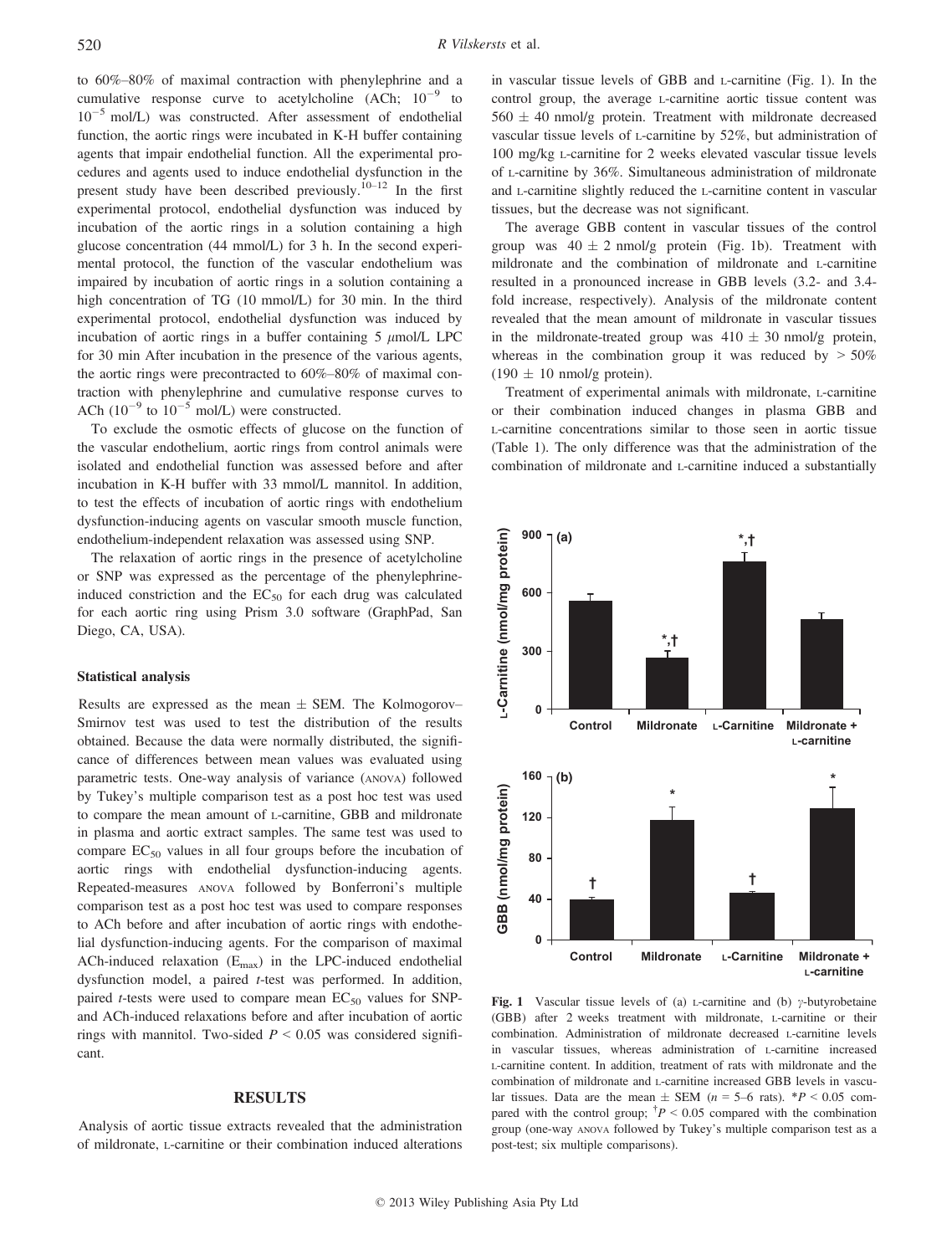to 60%–80% of maximal contraction with phenylephrine and a cumulative response curve to acetylcholine (ACh; $10^{-9}$ to $10^{-5}$ mol/L) was constructed. After assessment of endothelial function, the aortic rings were incubated in K-H buffer containing agents that impair endothelial function. All the experimental procedures and agents used to induce endothelial dysfunction in the present study have been described previously.[10–12] In the first experimental protocol, endothelial dysfunction was induced by incubation of the aortic rings in a solution containing a high glucose concentration (44 mmol/L) for 3 h. In the second experimental protocol, the function of the vascular endothelium was impaired by incubation of aortic rings in a solution containing a high concentration of TG (10 mmol/L) for 30 min. In the third experimental protocol, endothelial dysfunction was induced by incubation of aortic rings in a buffer containing 5 $\mu$mol/L LPC for 30 min After incubation in the presence of the various agents, the aortic rings were precontracted to 60%–80% of maximal contraction with phenylephrine and cumulative response curves to ACh ($10^{-9}$ to $10^{-5}$ mol/L) were constructed.

To exclude the osmotic effects of glucose on the function of the vascular endothelium, aortic rings from control animals were isolated and endothelial function was assessed before and after incubation in K-H buffer with 33 mmol/L mannitol. In addition, to test the effects of incubation of aortic rings with endothelium dysfunction-inducing agents on vascular smooth muscle function, endothelium-independent relaxation was assessed using SNP.

The relaxation of aortic rings in the presence of acetylcholine or SNP was expressed as the percentage of the phenylephrine-induced constriction and the $EC_{50}$ for each drug was calculated for each aortic ring using Prism 3.0 software (GraphPad, San Diego, CA, USA).

### Statistical analysis

Results are expressed as the mean ± SEM. The Kolmogorov–Smirnov test was used to test the distribution of the results obtained. Because the data were normally distributed, the significance of differences between mean values was evaluated using parametric tests. One-way analysis of variance (ANOVA) followed by Tukey's multiple comparison test as a post hoc test was used to compare the mean amount of L-carnitine, GBB and mildronate in plasma and aortic extract samples. The same test was used to compare $EC_{50}$ values in all four groups before the incubation of aortic rings with endothelial dysfunction-inducing agents. Repeated-measures ANOVA followed by Bonferroni's multiple comparison test as a post hoc test was used to compare responses to ACh before and after incubation of aortic rings with endothelial dysfunction-inducing agents. For the comparison of maximal ACh-induced relaxation ($E_{max}$) in the LPC-induced endothelial dysfunction model, a paired *t*-test was performed. In addition, paired *t*-tests were used to compare mean $EC_{50}$ values for SNP- and ACh-induced relaxations before and after incubation of aortic rings with mannitol. Two-sided $P < 0.05$ was considered significant.

## RESULTS

Analysis of aortic tissue extracts revealed that the administration of mildronate, L-carnitine or their combination induced alterations in vascular tissue levels of GBB and L-carnitine (Fig. 1). In the control group, the average L-carnitine aortic tissue content was 560 ± 40 nmol/g protein. Treatment with mildronate decreased vascular tissue levels of L-carnitine by 52%, but administration of 100 mg/kg L-carnitine for 2 weeks elevated vascular tissue levels of L-carnitine by 36%. Simultaneous administration of mildronate and L-carnitine slightly reduced the L-carnitine content in vascular tissues, but the decrease was not significant.

The average GBB content in vascular tissues of the control group was 40 ± 2 nmol/g protein (Fig. 1b). Treatment with mildronate and the combination of mildronate and L-carnitine resulted in a pronounced increase in GBB levels (3.2- and 3.4-fold increase, respectively). Analysis of the mildronate content revealed that the mean amount of mildronate in vascular tissues in the mildronate-treated group was 410 ± 30 nmol/g protein, whereas in the combination group it was reduced by > 50% (190 ± 10 nmol/g protein).

Treatment of experimental animals with mildronate, L-carnitine or their combination induced changes in plasma GBB and L-carnitine concentrations similar to those seen in aortic tissue (Table 1). The only difference was that the administration of the combination of mildronate and L-carnitine induced a substantially

**Fig. 1** Vascular tissue levels of (a) L-carnitine and (b) $\gamma$-butyrobetaine (GBB) after 2 weeks treatment with mildronate, L-carnitine or their combination. Administration of mildronate decreased L-carnitine levels in vascular tissues, whereas administration of L-carnitine increased L-carnitine content. In addition, treatment of rats with mildronate and the combination of mildronate and L-carnitine increased GBB levels in vascular tissues. Data are the mean ± SEM ($n$ = 5–6 rats). \*$P < 0.05$ compared with the control group; †$P < 0.05$ compared with the combination group (one-way ANOVA followed by Tukey's multiple comparison test as a post-test; six multiple comparisons).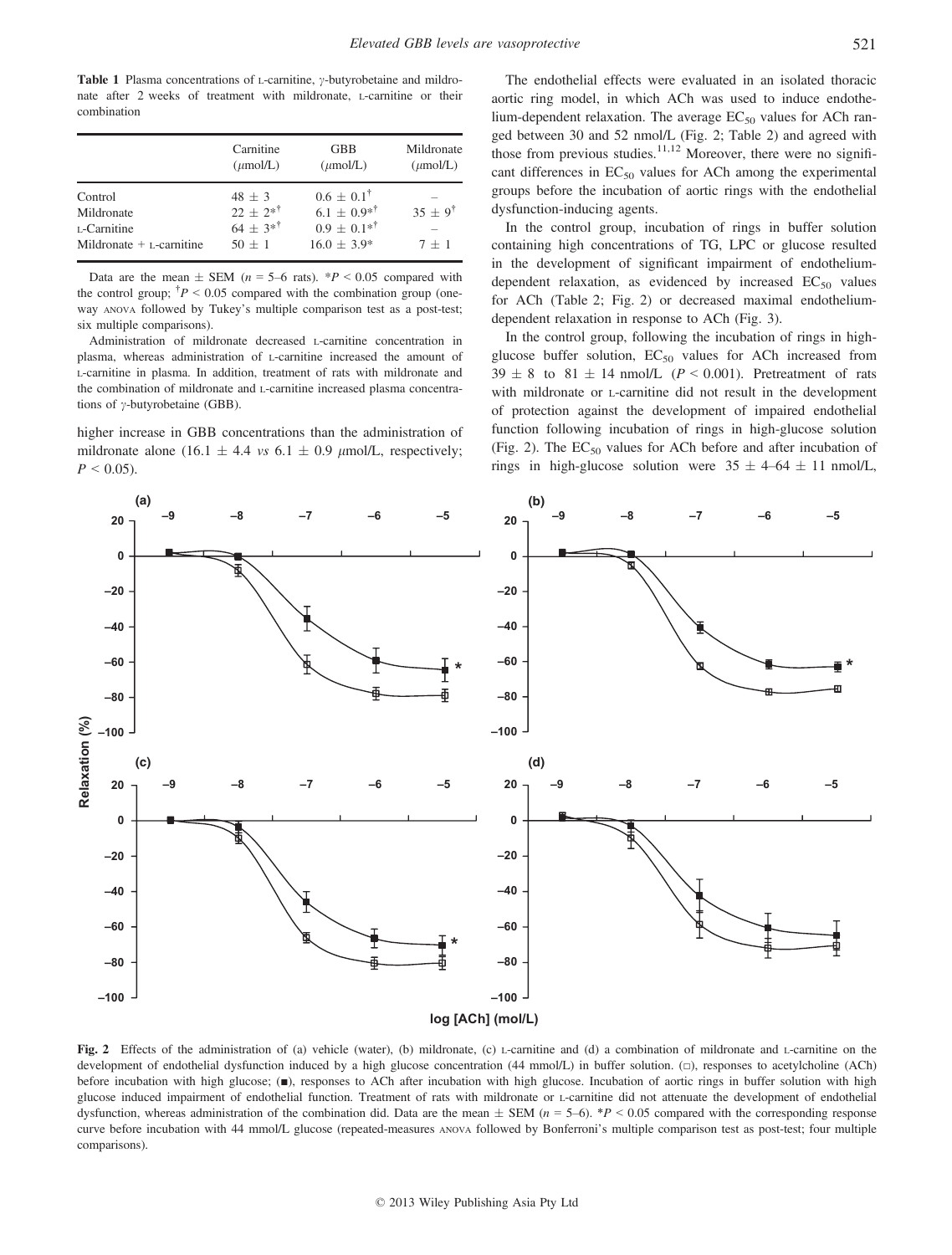**Table 1** Plasma concentrations of L-carnitine, γ-butyrobetaine and mildronate after 2 weeks of treatment with mildronate, L-carnitine or their combination

| | Carnitine (μmol/L) | GBB (μmol/L) | Mildronate (μmol/L) |
|---|---|---|---|
| Control | 48 ± 3 | 0.6 ± 0.1† | – |
| Mildronate | 22 ± 2*† | 6.1 ± 0.9*† | 35 ± 9† |
| L-Carnitine | 64 ± 3*† | 0.9 ± 0.1*† | – |
| Mildronate + L-carnitine | 50 ± 1 | 16.0 ± 3.9* | 7 ± 1 |

Data are the mean ± SEM ($n$ = 5–6 rats). *$P < 0.05$ compared with the control group; †$P < 0.05$ compared with the combination group (one-way ANOVA followed by Tukey's multiple comparison test as a post-test; six multiple comparisons).

Administration of mildronate decreased L-carnitine concentration in plasma, whereas administration of L-carnitine increased the amount of L-carnitine in plasma. In addition, treatment of rats with mildronate and the combination of mildronate and L-carnitine increased plasma concentrations of γ-butyrobetaine (GBB).

higher increase in GBB concentrations than the administration of mildronate alone (16.1 ± 4.4 *vs* 6.1 ± 0.9 μmol/L, respectively; $P < 0.05$).

The endothelial effects were evaluated in an isolated thoracic aortic ring model, in which ACh was used to induce endothelium-dependent relaxation. The average $EC_{50}$ values for ACh ranged between 30 and 52 nmol/L (Fig. 2; Table 2) and agreed with those from previous studies.[11,12] Moreover, there were no significant differences in $EC_{50}$ values for ACh among the experimental groups before the incubation of aortic rings with the endothelial dysfunction-inducing agents.

In the control group, incubation of rings in buffer solution containing high concentrations of TG, LPC or glucose resulted in the development of significant impairment of endothelium-dependent relaxation, as evidenced by increased $EC_{50}$ values for ACh (Table 2; Fig. 2) or decreased maximal endothelium-dependent relaxation in response to ACh (Fig. 3).

In the control group, following the incubation of rings in high-glucose buffer solution, $EC_{50}$ values for ACh increased from 39 ± 8 to 81 ± 14 nmol/L ($P < 0.001$). Pretreatment of rats with mildronate or L-carnitine did not result in the development of protection against the development of impaired endothelial function following incubation of rings in high-glucose solution (Fig. 2). The $EC_{50}$ values for ACh before and after incubation of rings in high-glucose solution were 35 ± 4–64 ± 11 nmol/L,

**Fig. 2** Effects of the administration of (a) vehicle (water), (b) mildronate, (c) L-carnitine and (d) a combination of mildronate and L-carnitine on the development of endothelial dysfunction induced by a high glucose concentration (44 mmol/L) in buffer solution. (□), responses to acetylcholine (ACh) before incubation with high glucose; (■), responses to ACh after incubation with high glucose. Incubation of aortic rings in buffer solution with high glucose induced impairment of endothelial function. Treatment of rats with mildronate or L-carnitine did not attenuate the development of endothelial dysfunction, whereas administration of the combination did. Data are the mean ± SEM ($n$ = 5–6). *$P < 0.05$ compared with the corresponding response curve before incubation with 44 mmol/L glucose (repeated-measures ANOVA followed by Bonferroni's multiple comparison test as post-test; four multiple comparisons).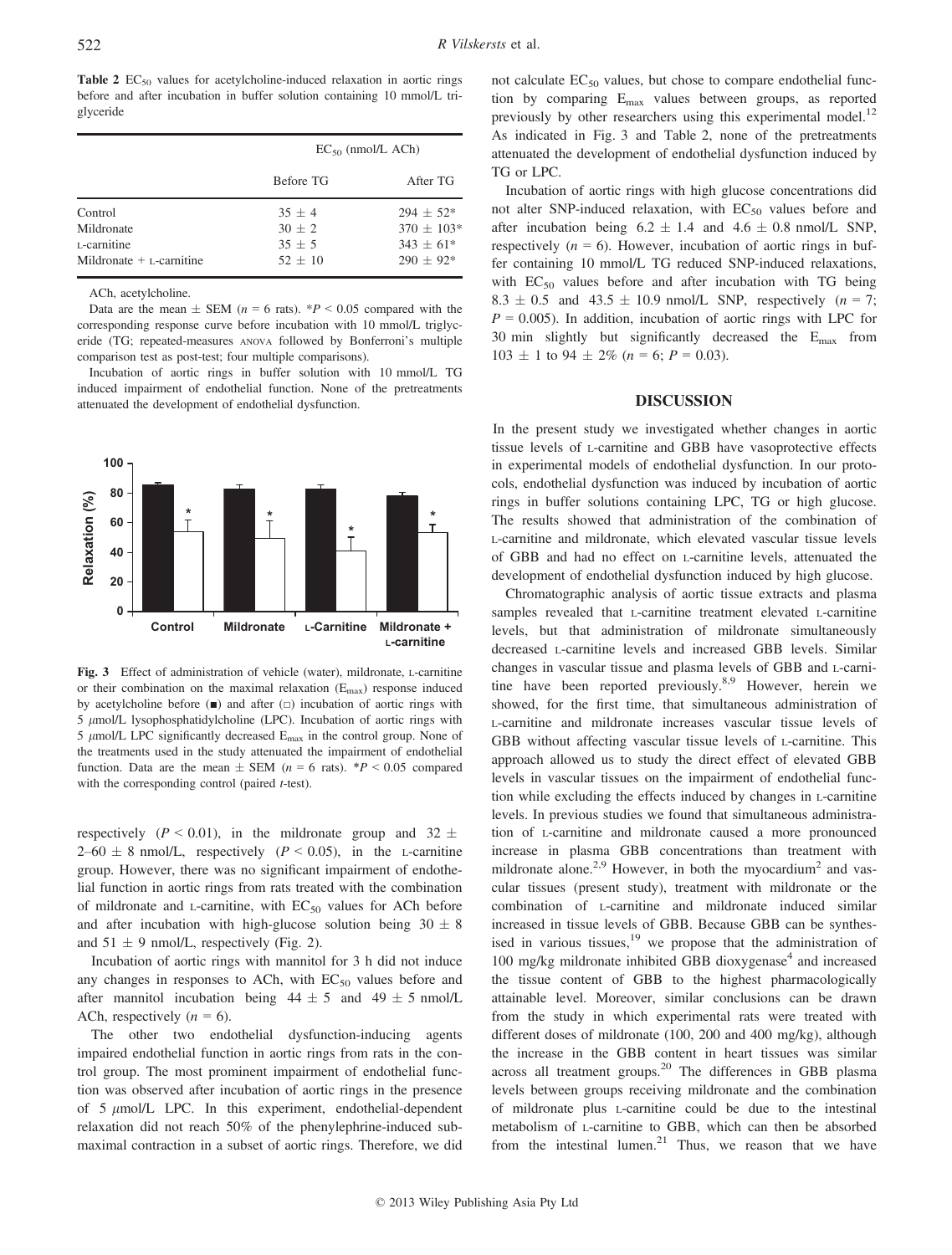**Table 2** $EC_{50}$ values for acetylcholine-induced relaxation in aortic rings before and after incubation in buffer solution containing 10 mmol/L triglyceride

| | $EC_{50}$ (nmol/L ACh) | |
|---|---|---|
| | Before TG | After TG |
| Control | 35 ± 4 | 294 ± 52* |
| Mildronate | 30 ± 2 | 370 ± 103* |
| L-carnitine | 35 ± 5 | 343 ± 61* |
| Mildronate + L-carnitine | 52 ± 10 | 290 ± 92* |

ACh, acetylcholine.

Data are the mean ± SEM ($n = 6$ rats). *$P < 0.05$ compared with the corresponding response curve before incubation with 10 mmol/L triglyceride (TG; repeated-measures ANOVA followed by Bonferroni's multiple comparison test as post-test; four multiple comparisons).

Incubation of aortic rings in buffer solution with 10 mmol/L TG induced impairment of endothelial function. None of the pretreatments attenuated the development of endothelial dysfunction.

**Fig. 3** Effect of administration of vehicle (water), mildronate, L-carnitine or their combination on the maximal relaxation ($E_{max}$) response induced by acetylcholine before (■) and after (□) incubation of aortic rings with 5 μmol/L lysophosphatidylcholine (LPC). Incubation of aortic rings with 5 μmol/L LPC significantly decreased $E_{max}$ in the control group. None of the treatments used in the study attenuated the impairment of endothelial function. Data are the mean ± SEM ($n = 6$ rats). *$P < 0.05$ compared with the corresponding control (paired $t$-test).

respectively ($P < 0.01$), in the mildronate group and 32 ± 2–60 ± 8 nmol/L, respectively ($P < 0.05$), in the L-carnitine group. However, there was no significant impairment of endothelial function in aortic rings from rats treated with the combination of mildronate and L-carnitine, with $EC_{50}$ values for ACh before and after incubation with high-glucose solution being 30 ± 8 and 51 ± 9 nmol/L, respectively (Fig. 2).

Incubation of aortic rings with mannitol for 3 h did not induce any changes in responses to ACh, with $EC_{50}$ values before and after mannitol incubation being 44 ± 5 and 49 ± 5 nmol/L ACh, respectively ($n = 6$).

The other two endothelial dysfunction-inducing agents impaired endothelial function in aortic rings from rats in the control group. The most prominent impairment of endothelial function was observed after incubation of aortic rings in the presence of 5 μmol/L LPC. In this experiment, endothelial-dependent relaxation did not reach 50% of the phenylephrine-induced submaximal contraction in a subset of aortic rings. Therefore, we did not calculate $EC_{50}$ values, but chose to compare endothelial function by comparing $E_{max}$ values between groups, as reported previously by other researchers using this experimental model.[12] As indicated in Fig. 3 and Table 2, none of the pretreatments attenuated the development of endothelial dysfunction induced by TG or LPC.

Incubation of aortic rings with high glucose concentrations did not alter SNP-induced relaxation, with $EC_{50}$ values before and after incubation being 6.2 ± 1.4 and 4.6 ± 0.8 nmol/L SNP, respectively ($n = 6$). However, incubation of aortic rings in buffer containing 10 mmol/L TG reduced SNP-induced relaxations, with $EC_{50}$ values before and after incubation with TG being 8.3 ± 0.5 and 43.5 ± 10.9 nmol/L SNP, respectively ($n = 7$; $P = 0.005$). In addition, incubation of aortic rings with LPC for 30 min slightly but significantly decreased the $E_{max}$ from 103 ± 1 to 94 ± 2% ($n = 6$; $P = 0.03$).

## DISCUSSION

In the present study we investigated whether changes in aortic tissue levels of L-carnitine and GBB have vasoprotective effects in experimental models of endothelial dysfunction. In our protocols, endothelial dysfunction was induced by incubation of aortic rings in buffer solutions containing LPC, TG or high glucose. The results showed that administration of the combination of L-carnitine and mildronate, which elevated vascular tissue levels of GBB and had no effect on L-carnitine levels, attenuated the development of endothelial dysfunction induced by high glucose.

Chromatographic analysis of aortic tissue extracts and plasma samples revealed that L-carnitine treatment elevated L-carnitine levels, but that administration of mildronate simultaneously decreased L-carnitine levels and increased GBB levels. Similar changes in vascular tissue and plasma levels of GBB and L-carnitine have been reported previously.[8,9] However, herein we showed, for the first time, that simultaneous administration of L-carnitine and mildronate increases vascular tissue levels of GBB without affecting vascular tissue levels of L-carnitine. This approach allowed us to study the direct effect of elevated GBB levels in vascular tissues on the impairment of endothelial function while excluding the effects induced by changes in L-carnitine levels. In previous studies we found that simultaneous administration of L-carnitine and mildronate caused a more pronounced increase in plasma GBB concentrations than treatment with mildronate alone.[2,9] However, in both the myocardium[2] and vascular tissues (present study), treatment with mildronate or the combination of L-carnitine and mildronate induced similar increased in tissue levels of GBB. Because GBB can be synthesised in various tissues,[19] we propose that the administration of 100 mg/kg mildronate inhibited GBB dioxygenase[4] and increased the tissue content of GBB to the highest pharmacologically attainable level. Moreover, similar conclusions can be drawn from the study in which experimental rats were treated with different doses of mildronate (100, 200 and 400 mg/kg), although the increase in the GBB content in heart tissues was similar across all treatment groups.[20] The differences in GBB plasma levels between groups receiving mildronate and the combination of mildronate plus L-carnitine could be due to the intestinal metabolism of L-carnitine to GBB, which can then be absorbed from the intestinal lumen.[21] Thus, we reason that we have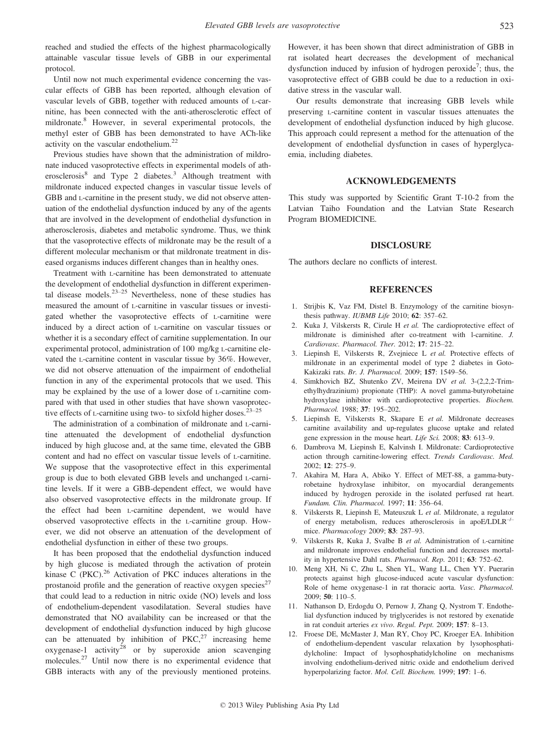reached and studied the effects of the highest pharmacologically attainable vascular tissue levels of GBB in our experimental protocol.

Until now not much experimental evidence concerning the vascular effects of GBB has been reported, although elevation of vascular levels of GBB, together with reduced amounts of L-carnitine, has been connected with the anti-atherosclerotic effect of mildronate.[8] However, in several experimental protocols, the methyl ester of GBB has been demonstrated to have ACh-like activity on the vascular endothelium.[22]

Previous studies have shown that the administration of mildronate induced vasoprotective effects in experimental models of atherosclerosis[8] and Type 2 diabetes.[3] Although treatment with mildronate induced expected changes in vascular tissue levels of GBB and L-carnitine in the present study, we did not observe attenuation of the endothelial dysfunction induced by any of the agents that are involved in the development of endothelial dysfunction in atherosclerosis, diabetes and metabolic syndrome. Thus, we think that the vasoprotective effects of mildronate may be the result of a different molecular mechanism or that mildronate treatment in diseased organisms induces different changes than in healthy ones.

Treatment with L-carnitine has been demonstrated to attenuate the development of endothelial dysfunction in different experimental disease models.[23–25] Nevertheless, none of these studies has measured the amount of L-carnitine in vascular tissues or investigated whether the vasoprotective effects of L-carnitine were induced by a direct action of L-carnitine on vascular tissues or whether it is a secondary effect of carnitine supplementation. In our experimental protocol, administration of 100 mg/kg L-carnitine elevated the L-carnitine content in vascular tissue by 36%. However, we did not observe attenuation of the impairment of endothelial function in any of the experimental protocols that we used. This may be explained by the use of a lower dose of L-carnitine compared with that used in other studies that have shown vasoprotective effects of L-carnitine using two- to sixfold higher doses.[23–25]

The administration of a combination of mildronate and L-carnitine attenuated the development of endothelial dysfunction induced by high glucose and, at the same time, elevated the GBB content and had no effect on vascular tissue levels of L-carnitine. We suppose that the vasoprotective effect in this experimental group is due to both elevated GBB levels and unchanged L-carnitine levels. If it were a GBB-dependent effect, we would have also observed vasoprotective effects in the mildronate group. If the effect had been L-carnitine dependent, we would have observed vasoprotective effects in the L-carnitine group. However, we did not observe an attenuation of the development of endothelial dysfunction in either of these two groups.

It has been proposed that the endothelial dysfunction induced by high glucose is mediated through the activation of protein kinase C (PKC).[26] Activation of PKC induces alterations in the prostanoid profile and the generation of reactive oxygen species[27] that could lead to a reduction in nitric oxide (NO) levels and loss of endothelium-dependent vasodilatation. Several studies have demonstrated that NO availability can be increased or that the development of endothelial dysfunction induced by high glucose can be attenuated by inhibition of PKC,[27] increasing heme oxygenase-1 activity[28] or by superoxide anion scavenging molecules.[27] Until now there is no experimental evidence that GBB interacts with any of the previously mentioned proteins. However, it has been shown that direct administration of GBB in rat isolated heart decreases the development of mechanical dysfunction induced by infusion of hydrogen peroxide[7]; thus, the vasoprotective effect of GBB could be due to a reduction in oxidative stress in the vascular wall.

Our results demonstrate that increasing GBB levels while preserving L-carnitine content in vascular tissues attenuates the development of endothelial dysfunction induced by high glucose. This approach could represent a method for the attenuation of the development of endothelial dysfunction in cases of hyperglycaemia, including diabetes.

## ACKNOWLEDGEMENTS

This study was supported by Scientific Grant T-10-2 from the Latvian Taiho Foundation and the Latvian State Research Program BIOMEDICINE.

## DISCLOSURE

The authors declare no conflicts of interest.

## REFERENCES

1. Strijbis K, Vaz FM, Distel B. Enzymology of the carnitine biosynthesis pathway. *IUBMB Life* 2010; **62**: 357–62.
2. Kuka J, Vilskersts R, Cirule H *et al.* The cardioprotective effect of mildronate is diminished after co-treatment with l-carnitine. *J. Cardiovasc. Pharmacol. Ther.* 2012; **17**: 215–22.
3. Liepinsh E, Vilskersts R, Zvejniece L *et al.* Protective effects of mildronate in an experimental model of type 2 diabetes in Goto-Kakizaki rats. *Br. J. Pharmacol.* 2009; **157**: 1549–56.
4. Simkhovich BZ, Shutenko ZV, Meirena DV *et al.* 3-(2,2,2-Trimethylhydrazinium) propionate (THP): A novel gamma-butyrobetaine hydroxylase inhibitor with cardioprotective properties. *Biochem. Pharmacol.* 1988; **37**: 195–202.
5. Liepinsh E, Vilskersts R, Skapare E *et al.* Mildronate decreases carnitine availability and up-regulates glucose uptake and related gene expression in the mouse heart. *Life Sci.* 2008; **83**: 613–9.
6. Dambrova M, Liepinsh E, Kalvinsh I. Mildronate: Cardioprotective action through carnitine-lowering effect. *Trends Cardiovasc. Med.* 2002; **12**: 275–9.
7. Akahira M, Hara A, Abiko Y. Effect of MET-88, a gamma-butyrobetaine hydroxylase inhibitor, on myocardial derangements induced by hydrogen peroxide in the isolated perfused rat heart. *Fundam. Clin. Pharmacol.* 1997; **11**: 356–64.
8. Vilskersts R, Liepinsh E, Mateuszuk L *et al.* Mildronate, a regulator of energy metabolism, reduces atherosclerosis in apoE/LDLR$^{-/-}$ mice. *Pharmacology* 2009; **83**: 287–93.
9. Vilskersts R, Kuka J, Svalbe B *et al.* Administration of L-carnitine and mildronate improves endothelial function and decreases mortality in hypertensive Dahl rats. *Pharmacol. Rep.* 2011; **63**: 752–62.
10. Meng XH, Ni C, Zhu L, Shen YL, Wang LL, Chen YY. Puerarin protects against high glucose-induced acute vascular dysfunction: Role of heme oxygenase-1 in rat thoracic aorta. *Vasc. Pharmacol.* 2009; **50**: 110–5.
11. Nathanson D, Erdogdu O, Pernow J, Zhang Q, Nystrom T. Endothelial dysfunction induced by triglycerides is not restored by exenatide in rat conduit arteries *ex vivo*. *Regul. Pept.* 2009; **157**: 8–13.
12. Froese DE, McMaster J, Man RY, Choy PC, Kroeger EA. Inhibition of endothelium-dependent vascular relaxation by lysophosphatidylcholine: Impact of lysophosphatidylcholine on mechanisms involving endothelium-derived nitric oxide and endothelium derived hyperpolarizing factor. *Mol. Cell. Biochem.* 1999; **197**: 1–6.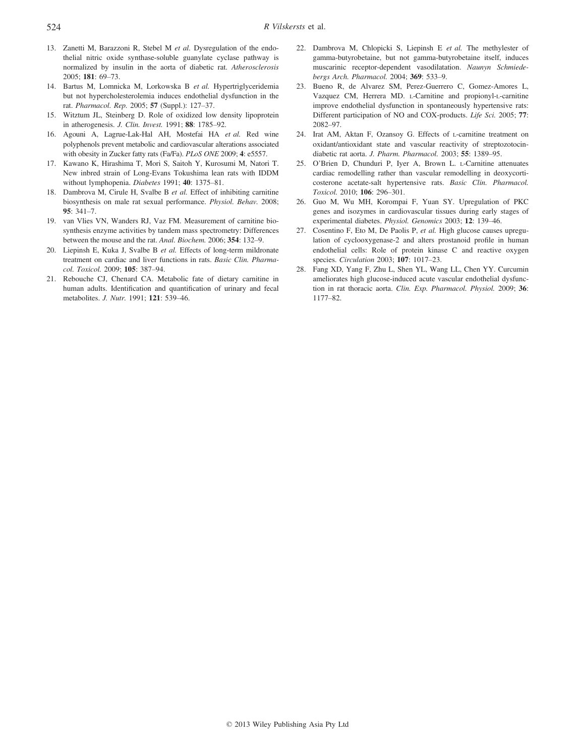13. Zanetti M, Barazzoni R, Stebel M *et al.* Dysregulation of the endothelial nitric oxide synthase-soluble guanylate cyclase pathway is normalized by insulin in the aorta of diabetic rat. *Atherosclerosis* 2005; **181**: 69–73.
14. Bartus M, Lomnicka M, Lorkowska B *et al.* Hypertriglyceridemia but not hypercholesterolemia induces endothelial dysfunction in the rat. *Pharmacol. Rep.* 2005; **57** (Suppl.): 127–37.
15. Witztum JL, Steinberg D. Role of oxidized low density lipoprotein in atherogenesis. *J. Clin. Invest.* 1991; **88**: 1785–92.
16. Agouni A, Lagrue-Lak-Hal AH, Mostefai HA *et al.* Red wine polyphenols prevent metabolic and cardiovascular alterations associated with obesity in Zucker fatty rats (Fa/Fa). *PLoS ONE* 2009; **4**: e5557.
17. Kawano K, Hirashima T, Mori S, Saitoh Y, Kurosumi M, Natori T. New inbred strain of Long-Evans Tokushima lean rats with IDDM without lymphopenia. *Diabetes* 1991; **40**: 1375–81.
18. Dambrova M, Cirule H, Svalbe B *et al.* Effect of inhibiting carnitine biosynthesis on male rat sexual performance. *Physiol. Behav.* 2008; **95**: 341–7.
19. van Vlies VN, Wanders RJ, Vaz FM. Measurement of carnitine biosynthesis enzyme activities by tandem mass spectrometry: Differences between the mouse and the rat. *Anal. Biochem.* 2006; **354**: 132–9.
20. Liepinsh E, Kuka J, Svalbe B *et al.* Effects of long-term mildronate treatment on cardiac and liver functions in rats. *Basic Clin. Pharmacol. Toxicol.* 2009; **105**: 387–94.
21. Rebouche CJ, Chenard CA. Metabolic fate of dietary carnitine in human adults. Identification and quantification of urinary and fecal metabolites. *J. Nutr.* 1991; **121**: 539–46.
22. Dambrova M, Chlopicki S, Liepinsh E *et al.* The methylester of gamma-butyrobetaine, but not gamma-butyrobetaine itself, induces muscarinic receptor-dependent vasodilatation. *Naunyn Schmiedebergs Arch. Pharmacol.* 2004; **369**: 533–9.
23. Bueno R, de Alvarez SM, Perez-Guerrero C, Gomez-Amores L, Vazquez CM, Herrera MD. L-Carnitine and propionyl-L-carnitine improve endothelial dysfunction in spontaneously hypertensive rats: Different participation of NO and COX-products. *Life Sci.* 2005; **77**: 2082–97.
24. Irat AM, Aktan F, Ozansoy G. Effects of L-carnitine treatment on oxidant/antioxidant state and vascular reactivity of streptozotocin-diabetic rat aorta. *J. Pharm. Pharmacol.* 2003; **55**: 1389–95.
25. O'Brien D, Chunduri P, Iyer A, Brown L. L-Carnitine attenuates cardiac remodelling rather than vascular remodelling in deoxycorticosterone acetate-salt hypertensive rats. *Basic Clin. Pharmacol. Toxicol.* 2010; **106**: 296–301.
26. Guo M, Wu MH, Korompai F, Yuan SY. Upregulation of PKC genes and isozymes in cardiovascular tissues during early stages of experimental diabetes. *Physiol. Genomics* 2003; **12**: 139–46.
27. Cosentino F, Eto M, De Paolis P, *et al.* High glucose causes upregulation of cyclooxygenase-2 and alters prostanoid profile in human endothelial cells: Role of protein kinase C and reactive oxygen species. *Circulation* 2003; **107**: 1017–23.
28. Fang XD, Yang F, Zhu L, Shen YL, Wang LL, Chen YY. Curcumin ameliorates high glucose-induced acute vascular endothelial dysfunction in rat thoracic aorta. *Clin. Exp. Pharmacol. Physiol.* 2009; **36**: 1177–82.